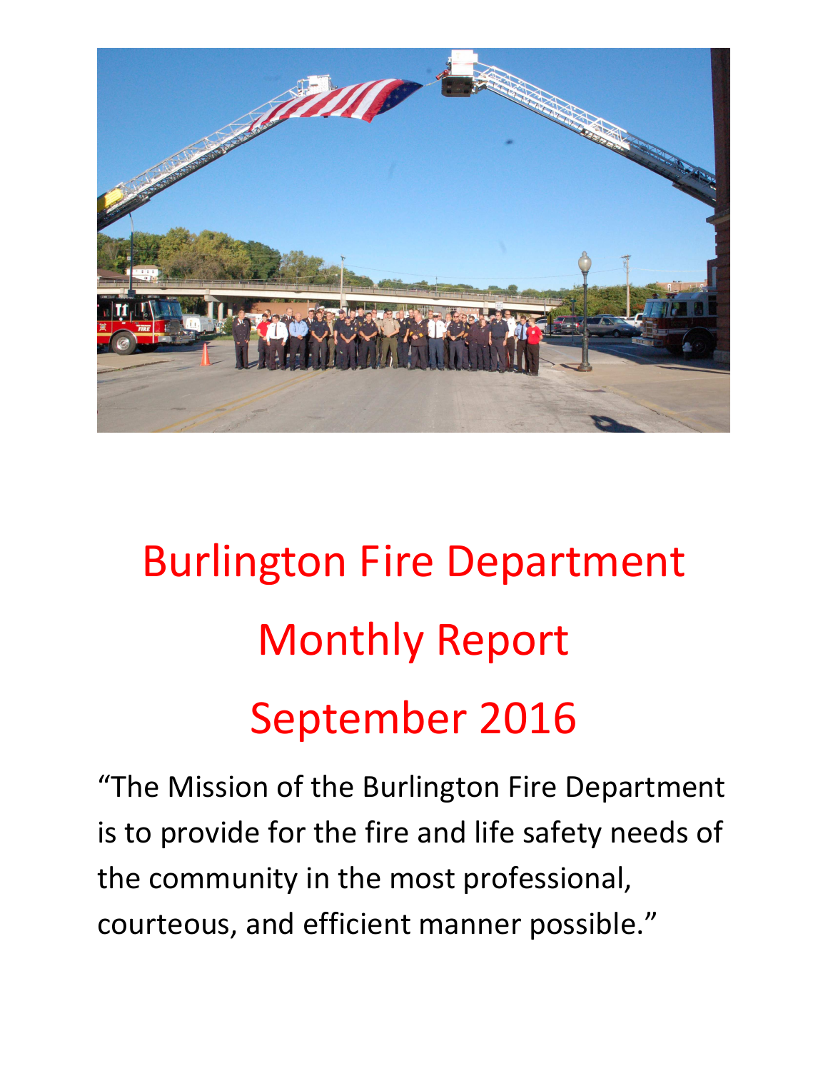# Burlington Fire Department

# Monthly Report

# September 2016

“The Mission of the Burlington Fire Department is to provide for the fire and life safety needs of the community in the most professional, courteous, and efficient manner possible.”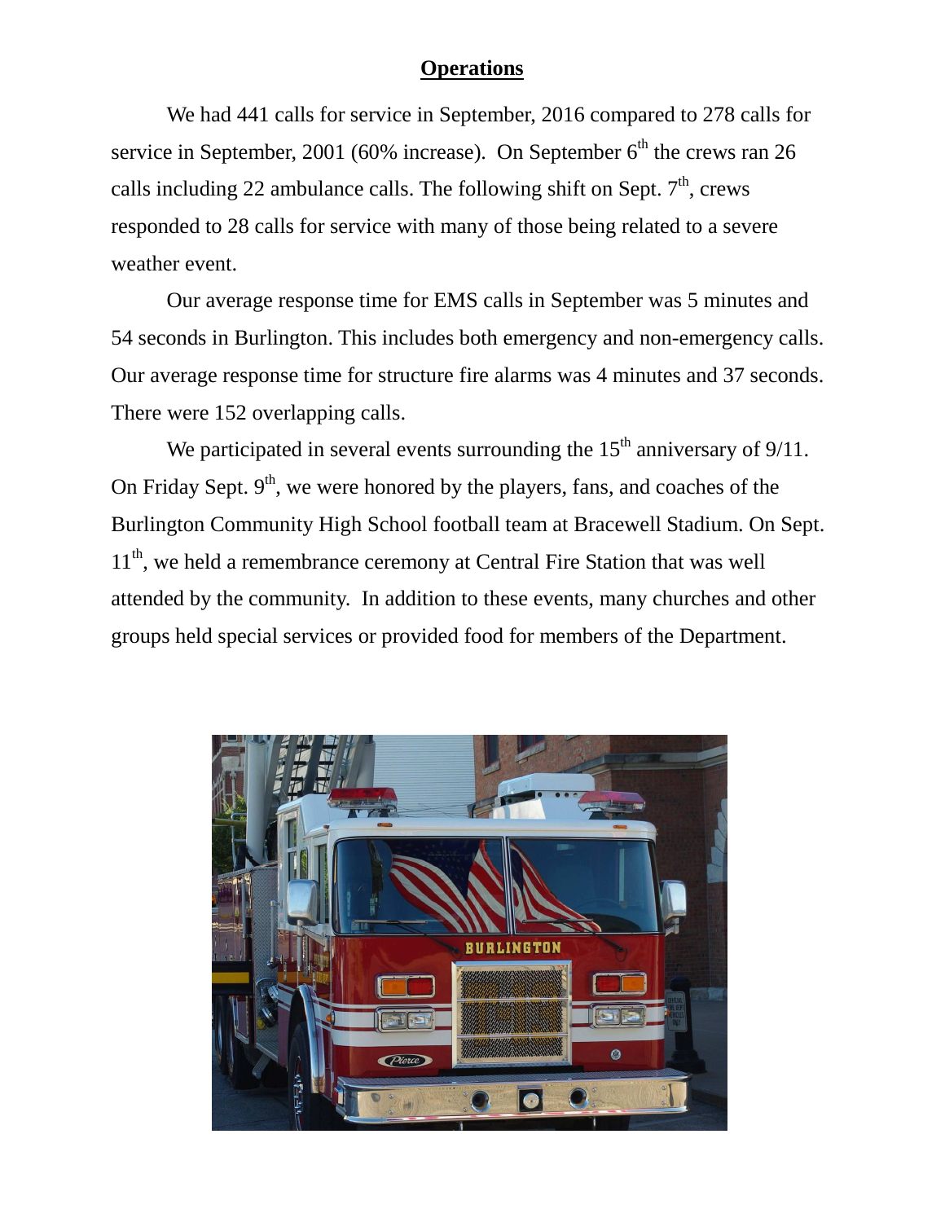## Operations

We had 441 calls for service in September, 2016 compared to 278 calls for service in September, 2001 (60% increase). On September 6th the crews ran 26 calls including 22 ambulance calls. The following shift on Sept. 7th, crews responded to 28 calls for service with many of those being related to a severe weather event.

Our average response time for EMS calls in September was 5 minutes and 54 seconds in Burlington. This includes both emergency and non-emergency calls. Our average response time for structure fire alarms was 4 minutes and 37 seconds. There were 152 overlapping calls.

We participated in several events surrounding the 15th anniversary of 9/11. On Friday Sept. 9th, we were honored by the players, fans, and coaches of the Burlington Community High School football team at Bracewell Stadium. On Sept. 11th, we held a remembrance ceremony at Central Fire Station that was well attended by the community. In addition to these events, many churches and other groups held special services or provided food for members of the Department.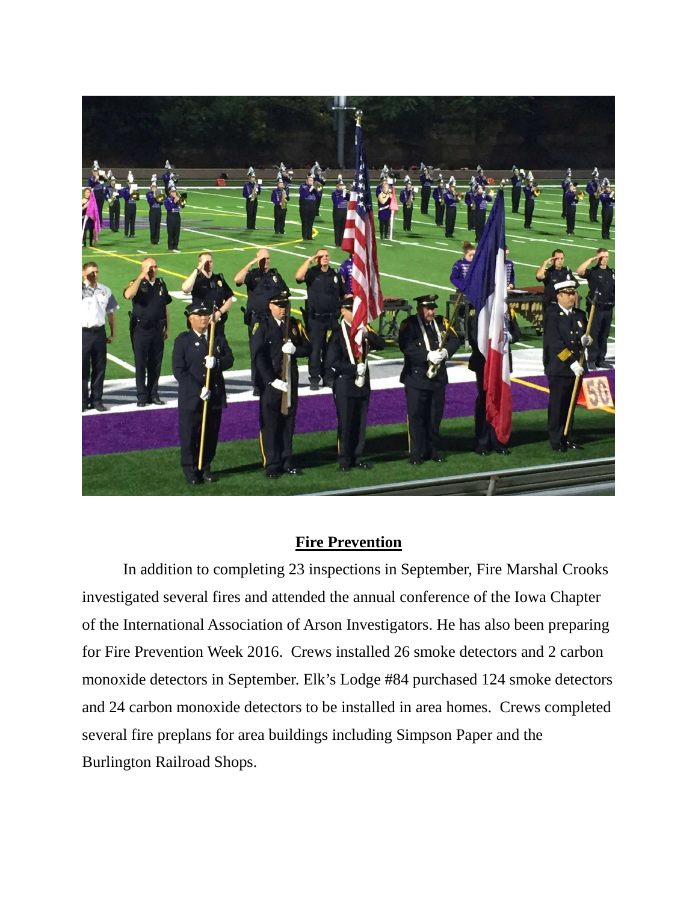## **Fire Prevention**

In addition to completing 23 inspections in September, Fire Marshal Crooks investigated several fires and attended the annual conference of the Iowa Chapter of the International Association of Arson Investigators. He has also been preparing for Fire Prevention Week 2016. Crews installed 26 smoke detectors and 2 carbon monoxide detectors in September. Elk's Lodge #84 purchased 124 smoke detectors and 24 carbon monoxide detectors to be installed in area homes. Crews completed several fire preplans for area buildings including Simpson Paper and the Burlington Railroad Shops.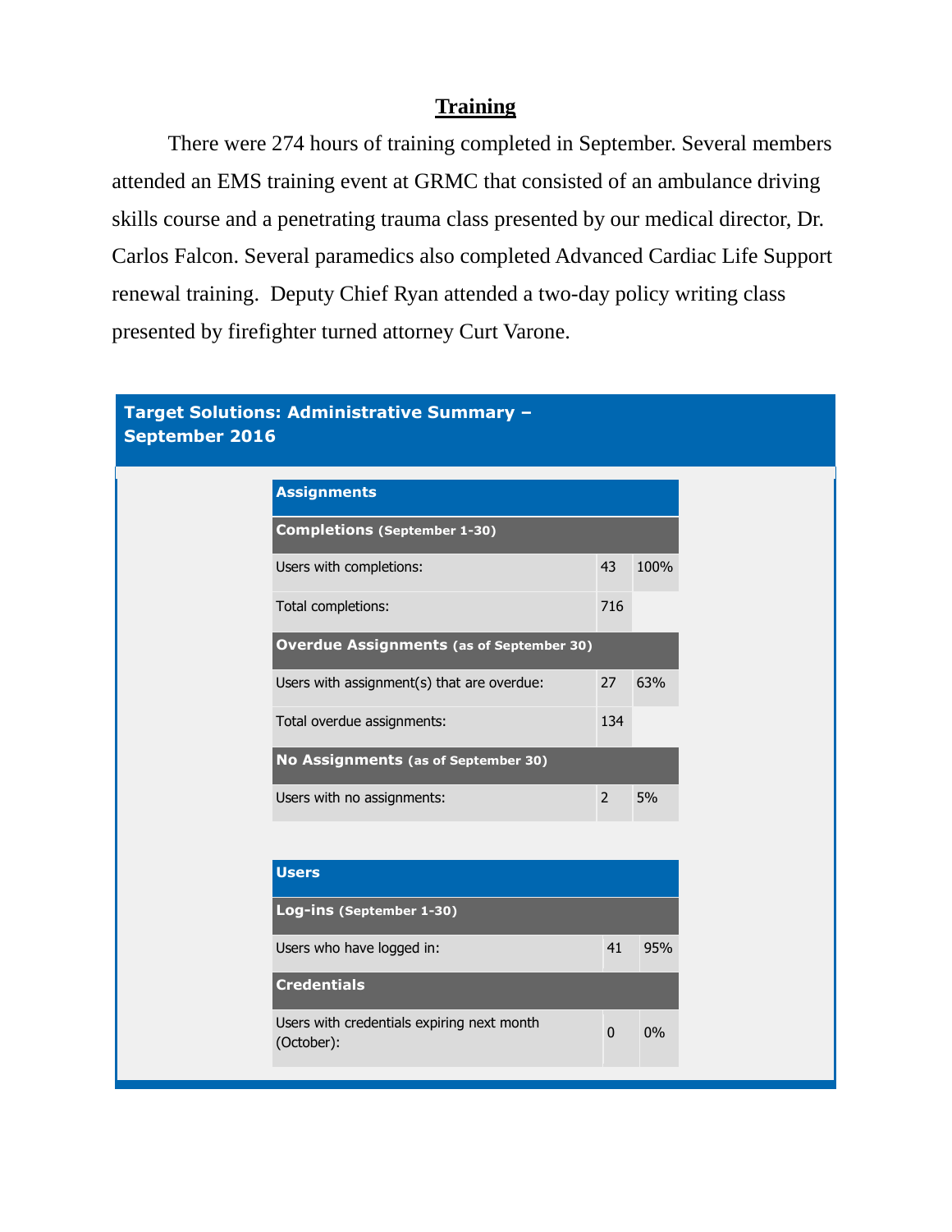## Training

There were 274 hours of training completed in September. Several members attended an EMS training event at GRMC that consisted of an ambulance driving skills course and a penetrating trauma class presented by our medical director, Dr. Carlos Falcon. Several paramedics also completed Advanced Cardiac Life Support renewal training. Deputy Chief Ryan attended a two-day policy writing class presented by firefighter turned attorney Curt Varone.

### Target Solutions: Administrative Summary – September 2016

| Assignments | | |
|---|---|---|
| **Completions** (September 1-30) | | |
| Users with completions: | 43 | 100% |
| Total completions: | 716 | |
| **Overdue Assignments** (as of September 30) | | |
| Users with assignment(s) that are overdue: | 27 | 63% |
| Total overdue assignments: | 134 | |
| **No Assignments** (as of September 30) | | |
| Users with no assignments: | 2 | 5% |

| Users | | |
|---|---|---|
| **Log-ins** (September 1-30) | | |
| Users who have logged in: | 41 | 95% |
| **Credentials** | | |
| Users with credentials expiring next month (October): | 0 | 0% |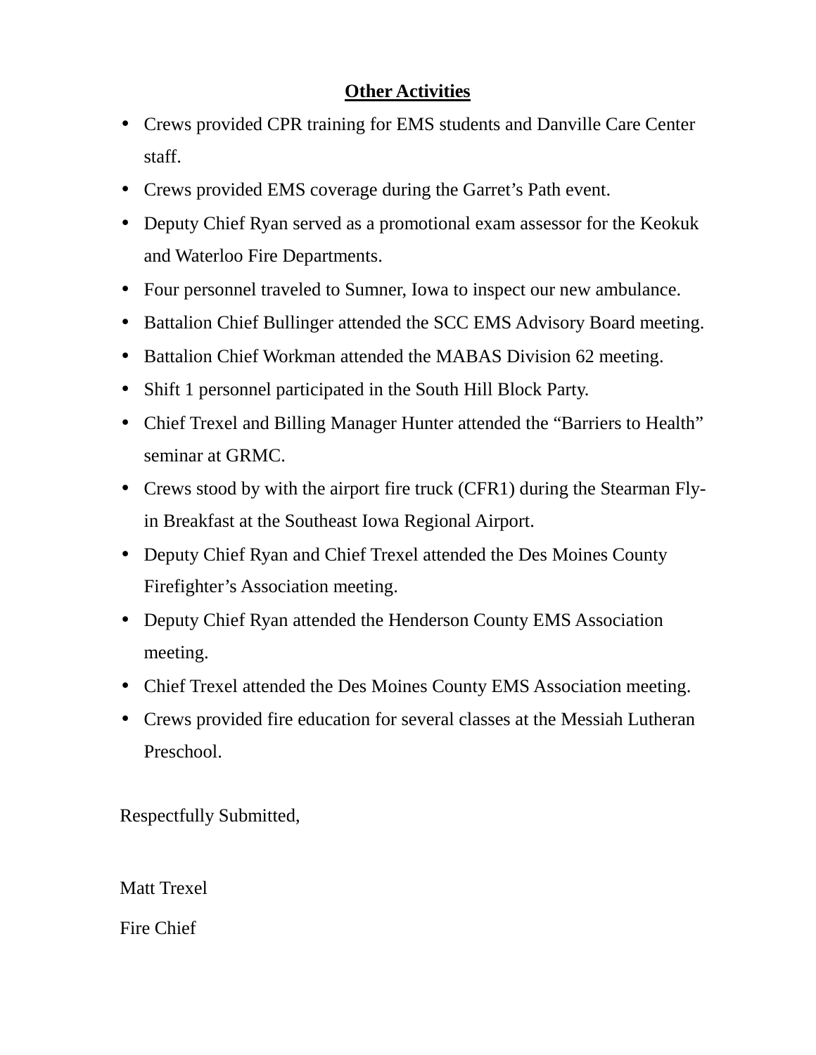## Other Activities

- Crews provided CPR training for EMS students and Danville Care Center staff.
- Crews provided EMS coverage during the Garret's Path event.
- Deputy Chief Ryan served as a promotional exam assessor for the Keokuk and Waterloo Fire Departments.
- Four personnel traveled to Sumner, Iowa to inspect our new ambulance.
- Battalion Chief Bullinger attended the SCC EMS Advisory Board meeting.
- Battalion Chief Workman attended the MABAS Division 62 meeting.
- Shift 1 personnel participated in the South Hill Block Party.
- Chief Trexel and Billing Manager Hunter attended the "Barriers to Health" seminar at GRMC.
- Crews stood by with the airport fire truck (CFR1) during the Stearman Fly-in Breakfast at the Southeast Iowa Regional Airport.
- Deputy Chief Ryan and Chief Trexel attended the Des Moines County Firefighter's Association meeting.
- Deputy Chief Ryan attended the Henderson County EMS Association meeting.
- Chief Trexel attended the Des Moines County EMS Association meeting.
- Crews provided fire education for several classes at the Messiah Lutheran Preschool.

Respectfully Submitted,

Matt Trexel

Fire Chief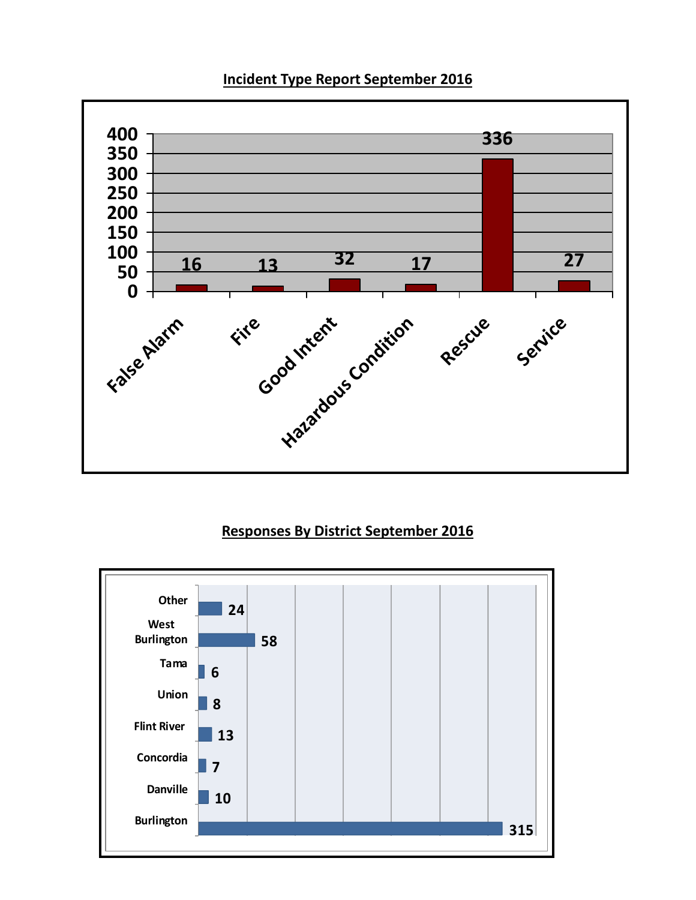## Incident Type Report September 2016

| Incident Type | Count |
|---|---|
| False Alarm | 16 |
| Fire | 13 |
| Good Intent | 32 |
| Hazardous Condition | 17 |
| Rescue | 336 |
| Service | 27 |

## Responses By District September 2016

| District | Responses |
|---|---|
| Other | 24 |
| West Burlington | 58 |
| Tama | 6 |
| Union | 8 |
| Flint River | 13 |
| Concordia | 7 |
| Danville | 10 |
| Burlington | 315 |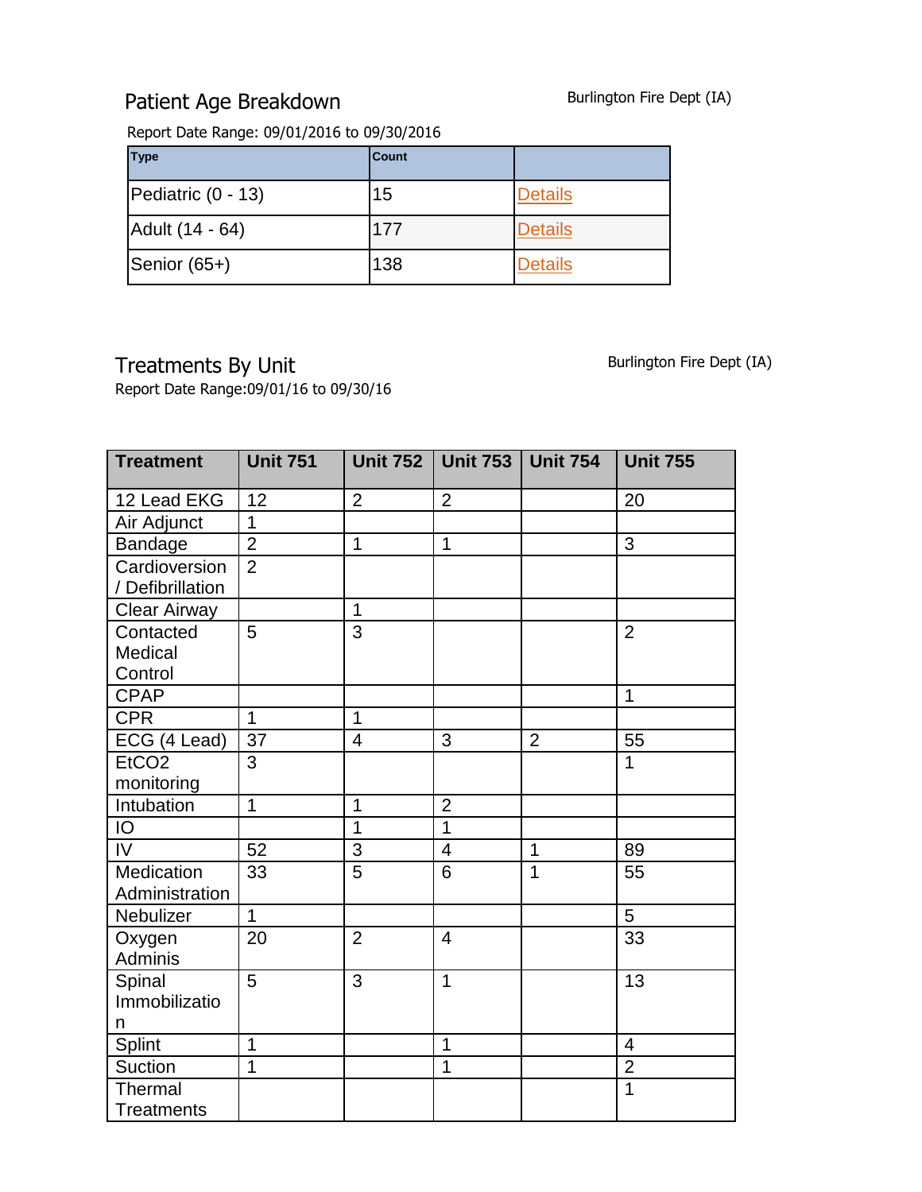## Patient Age Breakdown

Burlington Fire Dept (IA)

Report Date Range: 09/01/2016 to 09/30/2016

| Type | Count | |
|---|---|---|
| Pediatric (0 - 13) | 15 | Details |
| Adult (14 - 64) | 177 | Details |
| Senior (65+) | 138 | Details |

## Treatments By Unit

Burlington Fire Dept (IA)

Report Date Range:09/01/16 to 09/30/16

| Treatment | Unit 751 | Unit 752 | Unit 753 | Unit 754 | Unit 755 |
|---|---|---|---|---|---|
| 12 Lead EKG | 12 | 2 | 2 | | 20 |
| Air Adjunct | 1 | | | | |
| Bandage | 2 | 1 | 1 | | 3 |
| Cardioversion / Defibrillation | 2 | | | | |
| Clear Airway | | 1 | | | |
| Contacted Medical Control | 5 | 3 | | | 2 |
| CPAP | | | | | 1 |
| CPR | 1 | 1 | | | |
| ECG (4 Lead) | 37 | 4 | 3 | 2 | 55 |
| EtCO2 monitoring | 3 | | | | 1 |
| Intubation | 1 | 1 | 2 | | |
| IO | | 1 | 1 | | |
| IV | 52 | 3 | 4 | 1 | 89 |
| Medication Administration | 33 | 5 | 6 | 1 | 55 |
| Nebulizer | 1 | | | | 5 |
| Oxygen Adminis | 20 | 2 | 4 | | 33 |
| Spinal Immobilization | 5 | 3 | 1 | | 13 |
| Splint | 1 | | 1 | | 4 |
| Suction | 1 | | 1 | | 2 |
| Thermal Treatments | | | | | 1 |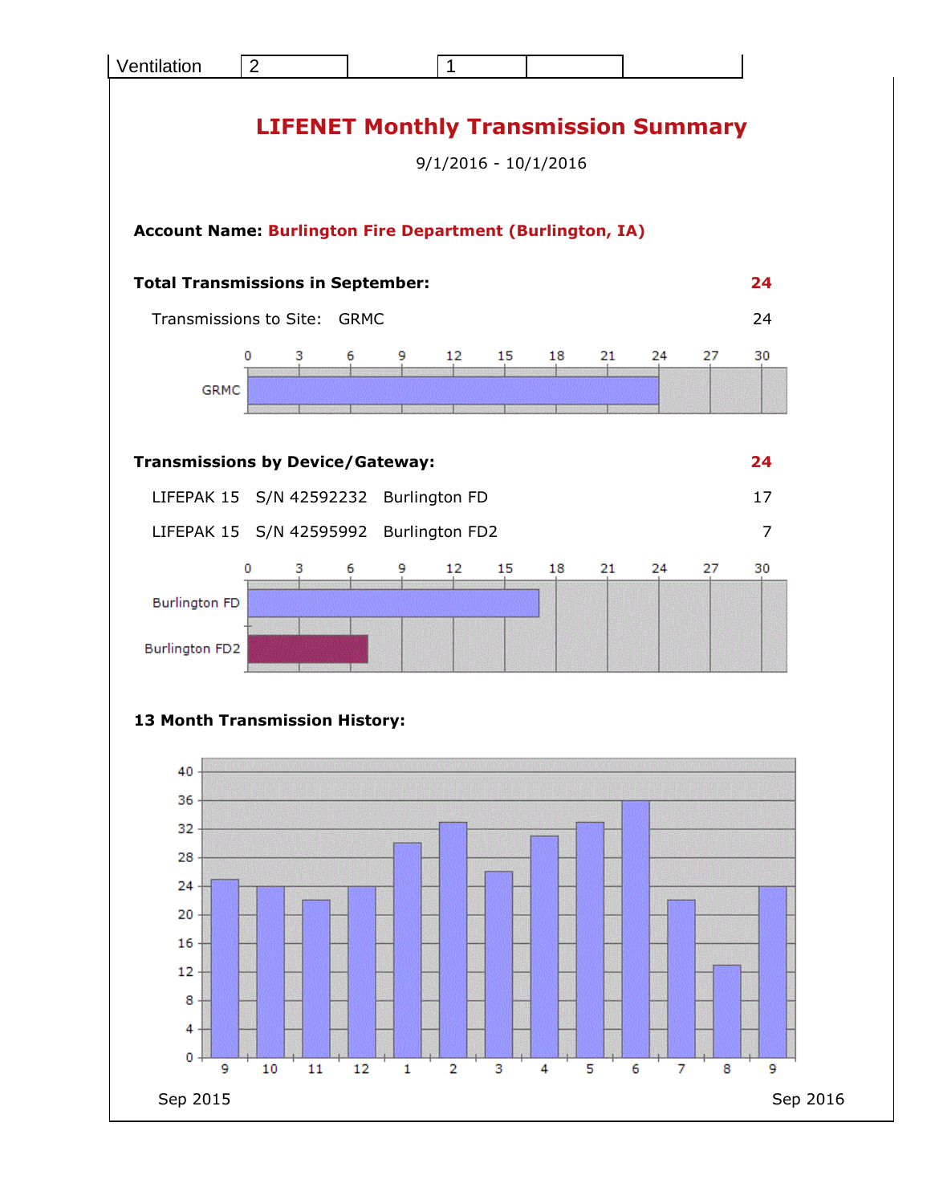| | | | | | |
|---|---|---|---|---|---|
| Ventilation | 2 | | 1 | | |

## LIFENET Monthly Transmission Summary

9/1/2016 - 10/1/2016

**Account Name: Burlington Fire Department (Burlington, IA)**

**Total Transmissions in September:** **24**

Transmissions to Site: GRMC 24

0 3 6 9 12 15 18 21 24 27 30

GRMC

**Transmissions by Device/Gateway:** **24**

LIFEPAK 15 S/N 42592232 Burlington FD 17

LIFEPAK 15 S/N 42595992 Burlington FD2 7

0 3 6 9 12 15 18 21 24 27 30

Burlington FD

Burlington FD2

**13 Month Transmission History:**

40
36
32
28
24
20
16
12
8
4
0

9 10 11 12 1 2 3 4 5 6 7 8 9

Sep 2015

Sep 2016